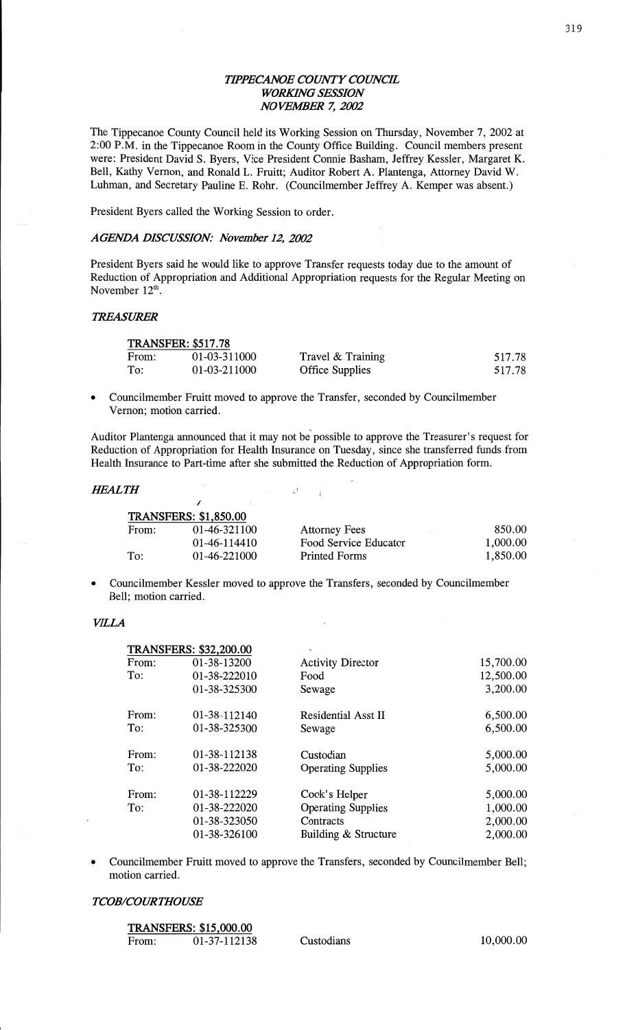# *TIPPECANOE COUNTY COUNCIL WORKING SESSION NOVEMBER 7, 2002*

The Tippecanoe County Council held its Working Session on Thursday, November 7, 2002 at 2:00 P.M. in the Tippecanoe Room in the County Office Building. Council members present were: President David S. Byers, Vice President Connie Basham, Jeffrey Kessler, Margaret K. Bell, Kathy Vernon, and Ronald L. Fruitt; Auditor Robert A. Plantenga, Attorney David W. Luhman, and Secretary Pauline E. Rohr. (Councilmember Jeffrey A. Kemper was absent.)

President Byers called the Working Session to order.

### *AGENDA DISCUSSION: November 12, 2002*

President Byers said he would like to approve Transfer requests today due to the amount of Reduction of Appropriation and Additional Appropriation requests for the Regular Meeting on November 12th.

### *TREASURER*

**TRANSFER: $517.78**

| | | | |
|---|---|---|---|
| From: | 01-03-311000 | Travel & Training | 517.78 |
| To: | 01-03-211000 | Office Supplies | 517.78 |

- Councilmember Fruitt moved to approve the Transfer, seconded by Councilmember Vernon; motion carried.

Auditor Plantenga announced that it may not be possible to approve the Treasurer's request for Reduction of Appropriation for Health Insurance on Tuesday, since she transferred funds from Health Insurance to Part-time after she submitted the Reduction of Appropriation form.

### *HEALTH*

**TRANSFERS: $1,850.00**

| | | | |
|---|---|---|---|
| From: | 01-46-321100 | Attorney Fees | 850.00 |
| | 01-46-114410 | Food Service Educator | 1,000.00 |
| To: | 01-46-221000 | Printed Forms | 1,850.00 |

- Councilmember Kessler moved to approve the Transfers, seconded by Councilmember Bell; motion carried.

### *VILLA*

**TRANSFERS: $32,200.00**

| | | | |
|---|---|---|---|
| From: | 01-38-13200 | Activity Director | 15,700.00 |
| To: | 01-38-222010 | Food | 12,500.00 |
| | 01-38-325300 | Sewage | 3,200.00 |
| From: | 01-38-112140 | Residential Asst II | 6,500.00 |
| To: | 01-38-325300 | Sewage | 6,500.00 |
| From: | 01-38-112138 | Custodian | 5,000.00 |
| To: | 01-38-222020 | Operating Supplies | 5,000.00 |
| From: | 01-38-112229 | Cook's Helper | 5,000.00 |
| To: | 01-38-222020 | Operating Supplies | 1,000.00 |
| | 01-38-323050 | Contracts | 2,000.00 |
| | 01-38-326100 | Building & Structure | 2,000.00 |

- Councilmember Fruitt moved to approve the Transfers, seconded by Councilmember Bell; motion carried.

### *TCOB/COURTHOUSE*

**TRANSFERS: $15,000.00**

| | | | |
|---|---|---|---|
| From: | 01-37-112138 | Custodians | 10,000.00 |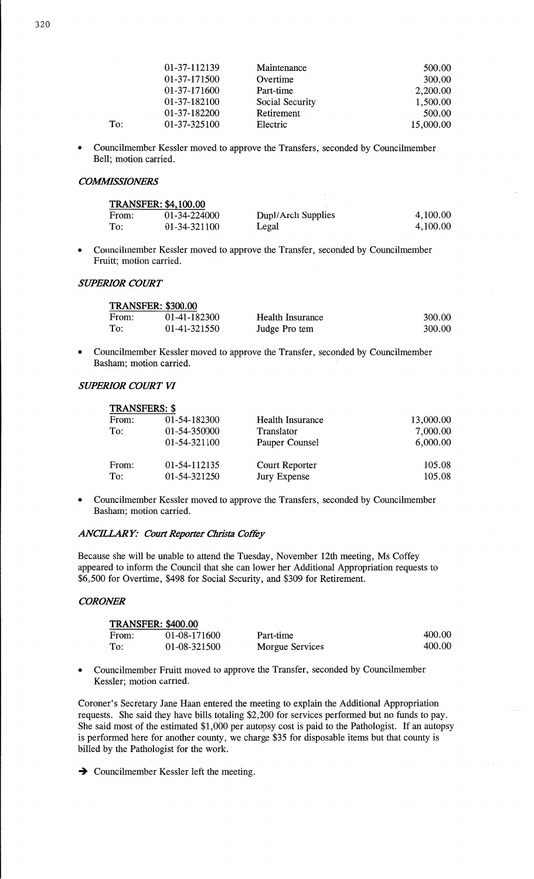| | | | |
|---|---|---|---|
| | 01-37-112139 | Maintenance | 500.00 |
| | 01-37-171500 | Overtime | 300.00 |
| | 01-37-171600 | Part-time | 2,200.00 |
| | 01-37-182100 | Social Security | 1,500.00 |
| | 01-37-182200 | Retirement | 500.00 |
| To: | 01-37-325100 | Electric | 15,000.00 |

- Councilmember Kessler moved to approve the Transfers, seconded by Councilmember Bell; motion carried.

### *COMMISSIONERS*

| TRANSFER: $4,100.00 | | | |
|---|---|---|---|
| From: | 01-34-224000 | Dupl/Arch Supplies | 4,100.00 |
| To: | 01-34-321100 | Legal | 4,100.00 |

- Councilmember Kessler moved to approve the Transfer, seconded by Councilmember Fruitt; motion carried.

### *SUPERIOR COURT*

| TRANSFER: $300.00 | | | |
|---|---|---|---|
| From: | 01-41-182300 | Health Insurance | 300.00 |
| To: | 01-41-321550 | Judge Pro tem | 300.00 |

- Councilmember Kessler moved to approve the Transfer, seconded by Councilmember Basham; motion carried.

### *SUPERIOR COURT VI*

| TRANSFERS: $ | | | |
|---|---|---|---|
| From: | 01-54-182300 | Health Insurance | 13,000.00 |
| To: | 01-54-350000 | Translator | 7,000.00 |
| | 01-54-321100 | Pauper Counsel | 6,000.00 |
| From: | 01-54-112135 | Court Reporter | 105.08 |
| To: | 01-54-321250 | Jury Expense | 105.08 |

- Councilmember Kessler moved to approve the Transfers, seconded by Councilmember Basham; motion carried.

### *ANCILLARY: Court Reporter Christa Coffey*

Because she will be unable to attend the Tuesday, November 12th meeting, Ms Coffey appeared to inform the Council that she can lower her Additional Appropriation requests to $6,500 for Overtime, $498 for Social Security, and $309 for Retirement.

### *CORONER*

| TRANSFER: $400.00 | | | |
|---|---|---|---|
| From: | 01-08-171600 | Part-time | 400.00 |
| To: | 01-08-321500 | Morgue Services | 400.00 |

- Councilmember Fruitt moved to approve the Transfer, seconded by Councilmember Kessler; motion carried.

Coroner's Secretary Jane Haan entered the meeting to explain the Additional Appropriation requests. She said they have bills totaling $2,200 for services performed but no funds to pay. She said most of the estimated $1,000 per autopsy cost is paid to the Pathologist. If an autopsy is performed here for another county, we charge $35 for disposable items but that county is billed by the Pathologist for the work.

➔ Councilmember Kessler left the meeting.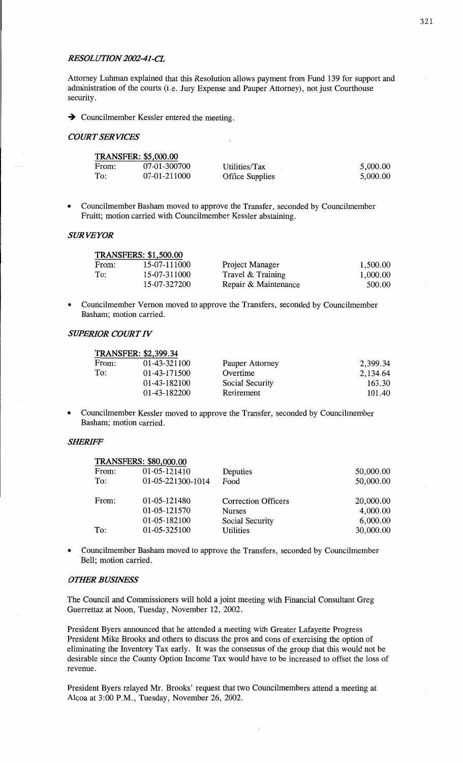### *RESOLUTION 2002-41-CL*

Attorney Luhman explained that this Resolution allows payment from Fund 139 for support and administration of the courts (i.e. Jury Expense and Pauper Attorney), not just Courthouse security.

→ Councilmember Kessler entered the meeting.

### *COURT SERVICES*

| TRANSFER: $5,000.00 | | | |
|---|---|---|---|
| From: | 07-01-300700 | Utilities/Tax | 5,000.00 |
| To: | 07-01-211000 | Office Supplies | 5,000.00 |

- Councilmember Basham moved to approve the Transfer, seconded by Councilmember Fruitt; motion carried with Councilmember Kessler abstaining.

### *SURVEYOR*

| TRANSFERS: $1,500.00 | | | |
|---|---|---|---|
| From: | 15-07-111000 | Project Manager | 1,500.00 |
| To: | 15-07-311000 | Travel & Training | 1,000.00 |
| | 15-07-327200 | Repair & Maintenance | 500.00 |

- Councilmember Vernon moved to approve the Transfers, seconded by Councilmember Basham; motion carried.

### *SUPERIOR COURT IV*

| TRANSFER: $2,399.34 | | | |
|---|---|---|---|
| From: | 01-43-321100 | Pauper Attorney | 2,399.34 |
| To: | 01-43-171500 | Overtime | 2,134.64 |
| | 01-43-182100 | Social Security | 163.30 |
| | 01-43-182200 | Retirement | 101.40 |

- Councilmember Kessler moved to approve the Transfer, seconded by Councilmember Basham; motion carried.

### *SHERIFF*

| TRANSFERS: $80,000.00 | | | |
|---|---|---|---|
| From: | 01-05-121410 | Deputies | 50,000.00 |
| To: | 01-05-221300-1014 | Food | 50,000.00 |
| | | | |
| From: | 01-05-121480 | Correction Officers | 20,000.00 |
| | 01-05-121570 | Nurses | 4,000.00 |
| | 01-05-182100 | Social Security | 6,000.00 |
| To: | 01-05-325100 | Utilities | 30,000.00 |

- Councilmember Basham moved to approve the Transfers, seconded by Councilmember Bell; motion carried.

### *OTHER BUSINESS*

The Council and Commissioners will hold a joint meeting with Financial Consultant Greg Guerrettaz at Noon, Tuesday, November 12, 2002.

President Byers announced that he attended a meeting with Greater Lafayette Progress President Mike Brooks and others to discuss the pros and cons of exercising the option of eliminating the Inventory Tax early. It was the consensus of the group that this would not be desirable since the County Option Income Tax would have to be increased to offset the loss of revenue.

President Byers relayed Mr. Brooks' request that two Councilmembers attend a meeting at Alcoa at 3:00 P.M., Tuesday, November 26, 2002.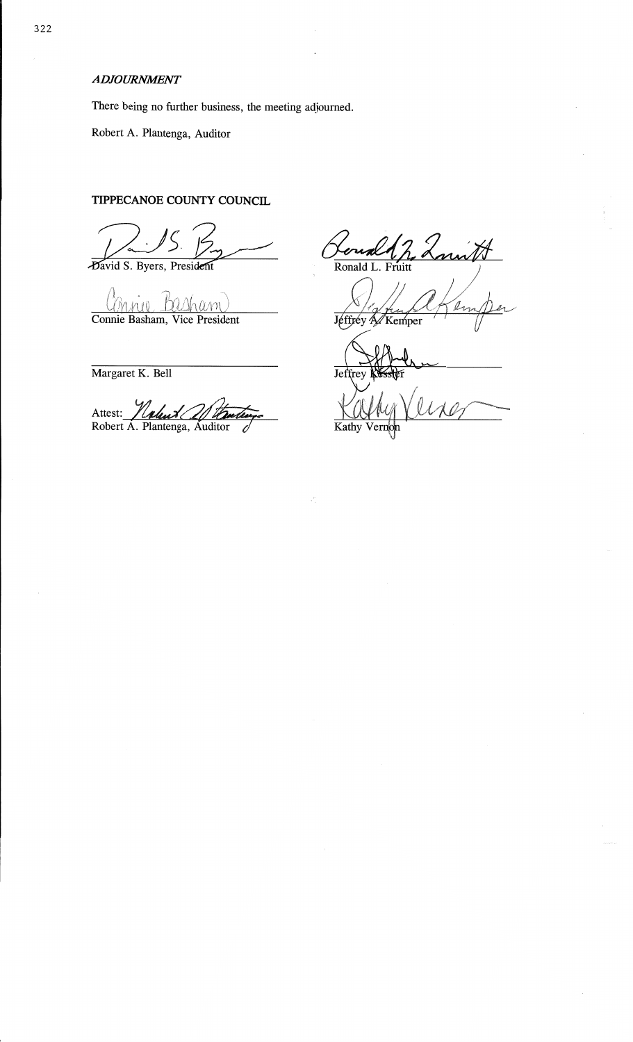***ADJOURNMENT***

There being no further business, the meeting adjourned.

Robert A. Plantenga, Auditor

**TIPPECANOE COUNTY COUNCIL**

David S. Byers, President

Connie Basham, Vice President

Margaret K. Bell

Attest: Robert A. Plantenga, Auditor

Ronald L. Fruitt

Jeffrey A. Kemper

Jeffrey Kessler

Kathy Vernon